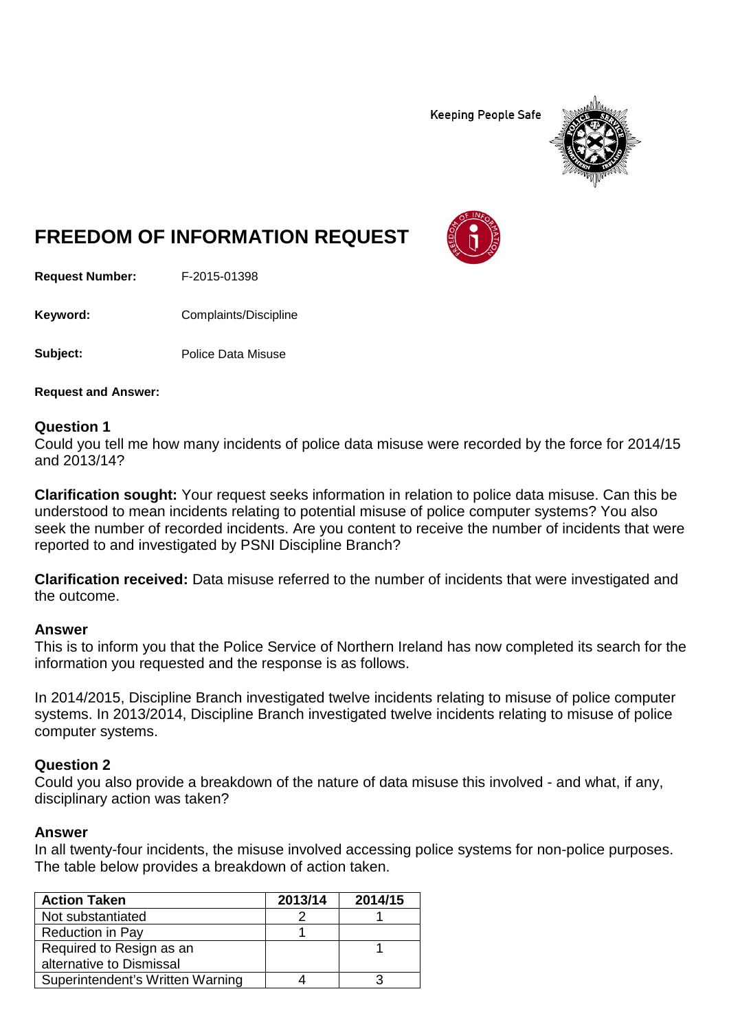Keeping People Safe

# FREEDOM OF INFORMATION REQUEST

**Request Number:** F-2015-01398

**Keyword:** Complaints/Discipline

**Subject:** Police Data Misuse

**Request and Answer:**

### Question 1

Could you tell me how many incidents of police data misuse were recorded by the force for 2014/15 and 2013/14?

**Clarification sought:** Your request seeks information in relation to police data misuse. Can this be understood to mean incidents relating to potential misuse of police computer systems? You also seek the number of recorded incidents. Are you content to receive the number of incidents that were reported to and investigated by PSNI Discipline Branch?

**Clarification received:** Data misuse referred to the number of incidents that were investigated and the outcome.

### Answer

This is to inform you that the Police Service of Northern Ireland has now completed its search for the information you requested and the response is as follows.

In 2014/2015, Discipline Branch investigated twelve incidents relating to misuse of police computer systems. In 2013/2014, Discipline Branch investigated twelve incidents relating to misuse of police computer systems.

### Question 2

Could you also provide a breakdown of the nature of data misuse this involved - and what, if any, disciplinary action was taken?

### Answer

In all twenty-four incidents, the misuse involved accessing police systems for non-police purposes. The table below provides a breakdown of action taken.

| Action Taken | 2013/14 | 2014/15 |
|---|---|---|
| Not substantiated | 2 | 1 |
| Reduction in Pay | 1 | |
| Required to Resign as an alternative to Dismissal | | 1 |
| Superintendent's Written Warning | 4 | 3 |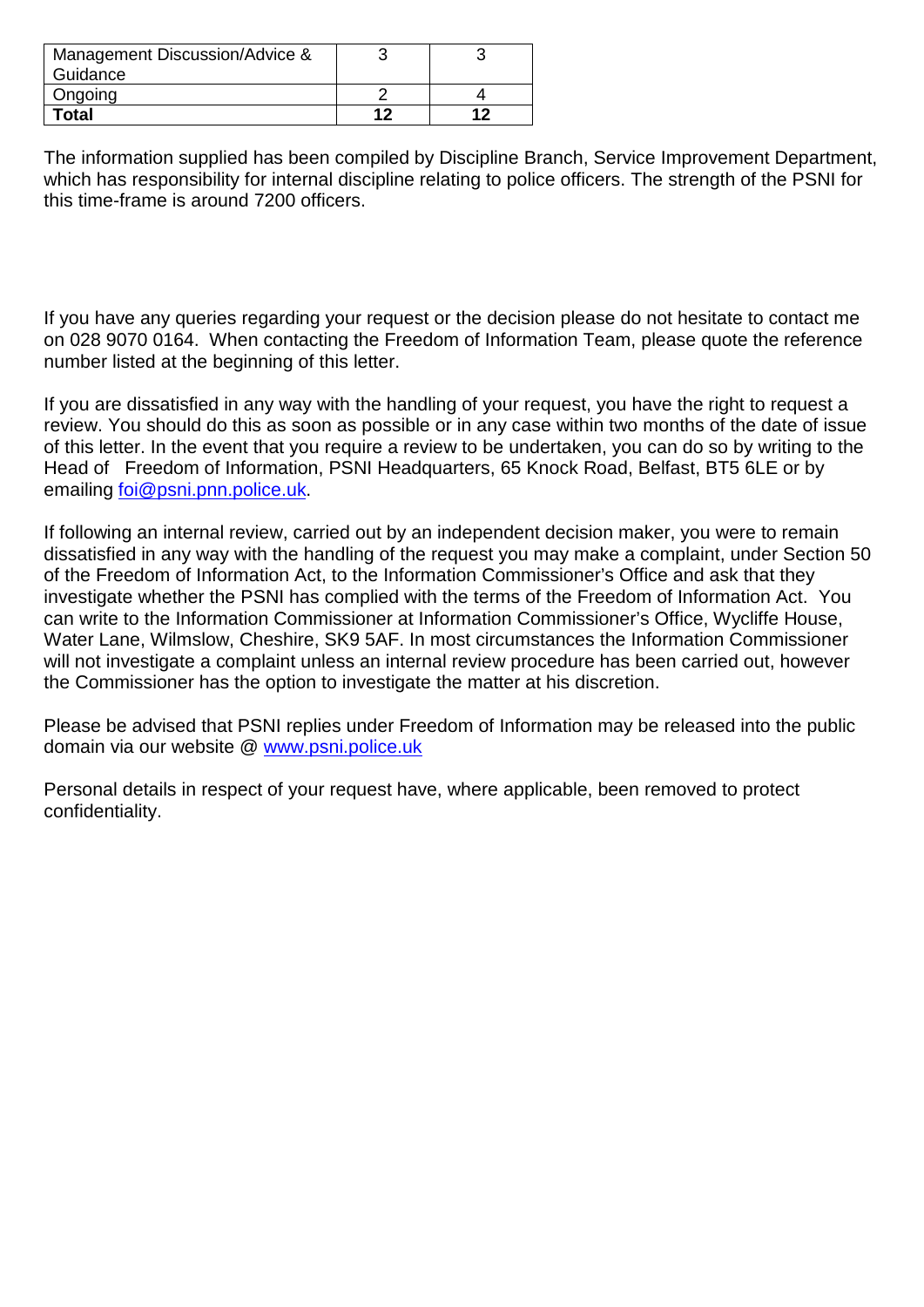| | | |
|---|---|---|
| Management Discussion/Advice & Guidance | 3 | 3 |
| Ongoing | 2 | 4 |
| **Total** | **12** | **12** |

The information supplied has been compiled by Discipline Branch, Service Improvement Department, which has responsibility for internal discipline relating to police officers. The strength of the PSNI for this time-frame is around 7200 officers.

If you have any queries regarding your request or the decision please do not hesitate to contact me on 028 9070 0164. When contacting the Freedom of Information Team, please quote the reference number listed at the beginning of this letter.

If you are dissatisfied in any way with the handling of your request, you have the right to request a review. You should do this as soon as possible or in any case within two months of the date of issue of this letter. In the event that you require a review to be undertaken, you can do so by writing to the Head of Freedom of Information, PSNI Headquarters, 65 Knock Road, Belfast, BT5 6LE or by emailing foi@psni.pnn.police.uk.

If following an internal review, carried out by an independent decision maker, you were to remain dissatisfied in any way with the handling of the request you may make a complaint, under Section 50 of the Freedom of Information Act, to the Information Commissioner's Office and ask that they investigate whether the PSNI has complied with the terms of the Freedom of Information Act. You can write to the Information Commissioner at Information Commissioner's Office, Wycliffe House, Water Lane, Wilmslow, Cheshire, SK9 5AF. In most circumstances the Information Commissioner will not investigate a complaint unless an internal review procedure has been carried out, however the Commissioner has the option to investigate the matter at his discretion.

Please be advised that PSNI replies under Freedom of Information may be released into the public domain via our website @ www.psni.police.uk

Personal details in respect of your request have, where applicable, been removed to protect confidentiality.